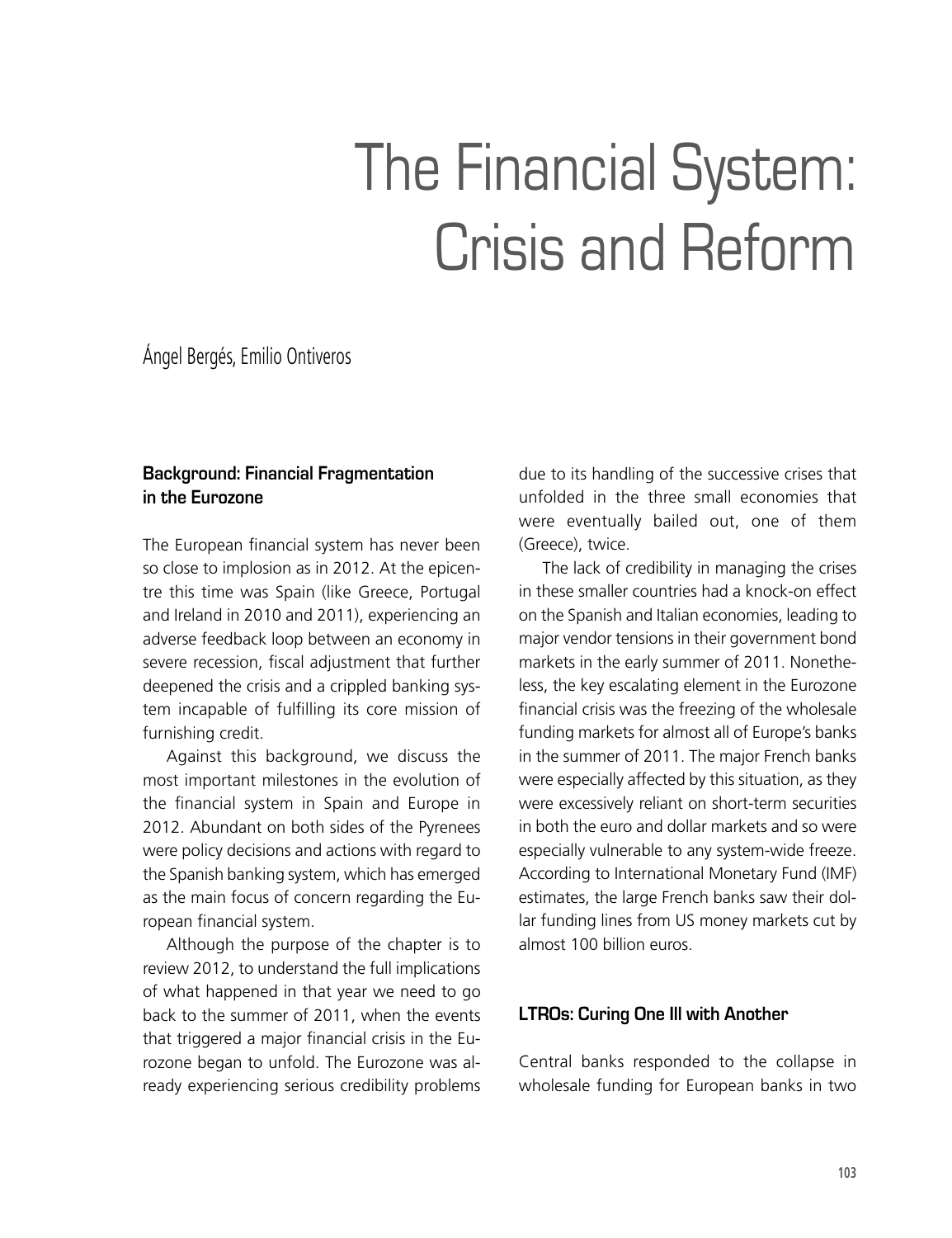# The Financial System: Crisis and Reform

Ángel Bergés, Emilio Ontiveros

## Background: Financial Fragmentation in the Eurozone

The European financial system has never been so close to implosion as in 2012. At the epicentre this time was Spain (like Greece, Portugal and Ireland in 2010 and 2011), experiencing an adverse feedback loop between an economy in severe recession, fiscal adjustment that further deepened the crisis and a crippled banking system incapable of fulfilling its core mission of furnishing credit.

Against this background, we discuss the most important milestones in the evolution of the financial system in Spain and Europe in 2012. Abundant on both sides of the Pyrenees were policy decisions and actions with regard to the Spanish banking system, which has emerged as the main focus of concern regarding the European financial system.

Although the purpose of the chapter is to review 2012, to understand the full implications of what happened in that year we need to go back to the summer of 2011, when the events that triggered a major financial crisis in the Eurozone began to unfold. The Eurozone was already experiencing serious credibility problems due to its handling of the successive crises that unfolded in the three small economies that were eventually bailed out, one of them (Greece), twice.

The lack of credibility in managing the crises in these smaller countries had a knock-on effect on the Spanish and Italian economies, leading to major vendor tensions in their government bond markets in the early summer of 2011. Nonetheless, the key escalating element in the Eurozone financial crisis was the freezing of the wholesale funding markets for almost all of Europe's banks in the summer of 2011. The major French banks were especially affected by this situation, as they were excessively reliant on short-term securities in both the euro and dollar markets and so were especially vulnerable to any system-wide freeze. According to International Monetary Fund (IMF) estimates, the large French banks saw their dollar funding lines from US money markets cut by almost 100 billion euros.

## LTROs: Curing One Ill with Another

Central banks responded to the collapse in wholesale funding for European banks in two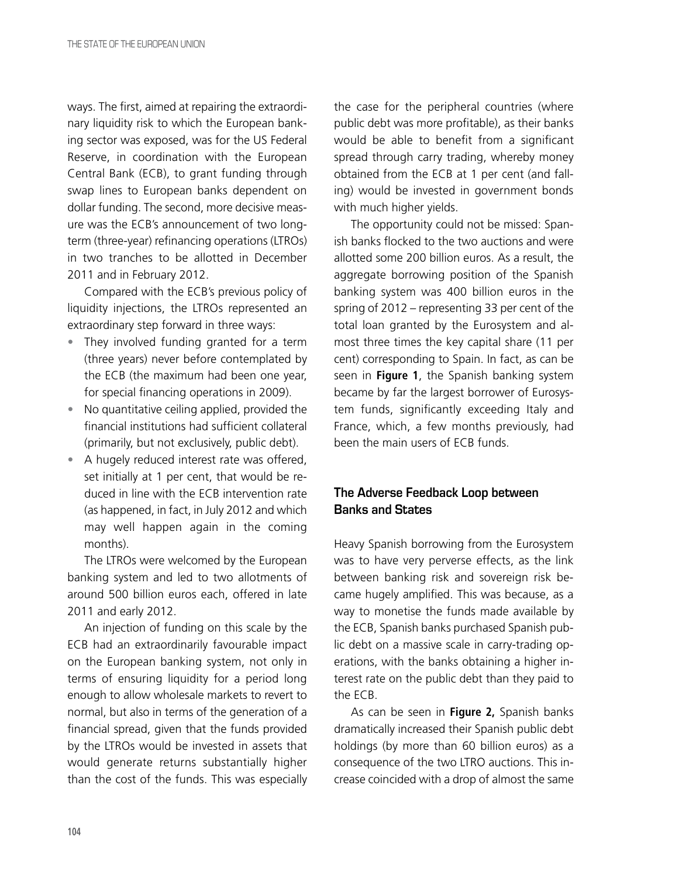ways. The first, aimed at repairing the extraordinary liquidity risk to which the European banking sector was exposed, was for the US Federal Reserve, in coordination with the European Central Bank (ECB), to grant funding through swap lines to European banks dependent on dollar funding. The second, more decisive measure was the ECB's announcement of two long-term (three-year) refinancing operations (LTROs) in two tranches to be allotted in December 2011 and in February 2012.

Compared with the ECB's previous policy of liquidity injections, the LTROs represented an extraordinary step forward in three ways:

- They involved funding granted for a term (three years) never before contemplated by the ECB (the maximum had been one year, for special financing operations in 2009).
- No quantitative ceiling applied, provided the financial institutions had sufficient collateral (primarily, but not exclusively, public debt).
- A hugely reduced interest rate was offered, set initially at 1 per cent, that would be reduced in line with the ECB intervention rate (as happened, in fact, in July 2012 and which may well happen again in the coming months).

The LTROs were welcomed by the European banking system and led to two allotments of around 500 billion euros each, offered in late 2011 and early 2012.

An injection of funding on this scale by the ECB had an extraordinarily favourable impact on the European banking system, not only in terms of ensuring liquidity for a period long enough to allow wholesale markets to revert to normal, but also in terms of the generation of a financial spread, given that the funds provided by the LTROs would be invested in assets that would generate returns substantially higher than the cost of the funds. This was especially the case for the peripheral countries (where public debt was more profitable), as their banks would be able to benefit from a significant spread through carry trading, whereby money obtained from the ECB at 1 per cent (and falling) would be invested in government bonds with much higher yields.

The opportunity could not be missed: Spanish banks flocked to the two auctions and were allotted some 200 billion euros. As a result, the aggregate borrowing position of the Spanish banking system was 400 billion euros in the spring of 2012 – representing 33 per cent of the total loan granted by the Eurosystem and almost three times the key capital share (11 per cent) corresponding to Spain. In fact, as can be seen in **Figure 1**, the Spanish banking system became by far the largest borrower of Eurosystem funds, significantly exceeding Italy and France, which, a few months previously, had been the main users of ECB funds.

## The Adverse Feedback Loop between Banks and States

Heavy Spanish borrowing from the Eurosystem was to have very perverse effects, as the link between banking risk and sovereign risk became hugely amplified. This was because, as a way to monetise the funds made available by the ECB, Spanish banks purchased Spanish public debt on a massive scale in carry-trading operations, with the banks obtaining a higher interest rate on the public debt than they paid to the ECB.

As can be seen in **Figure 2,** Spanish banks dramatically increased their Spanish public debt holdings (by more than 60 billion euros) as a consequence of the two LTRO auctions. This increase coincided with a drop of almost the same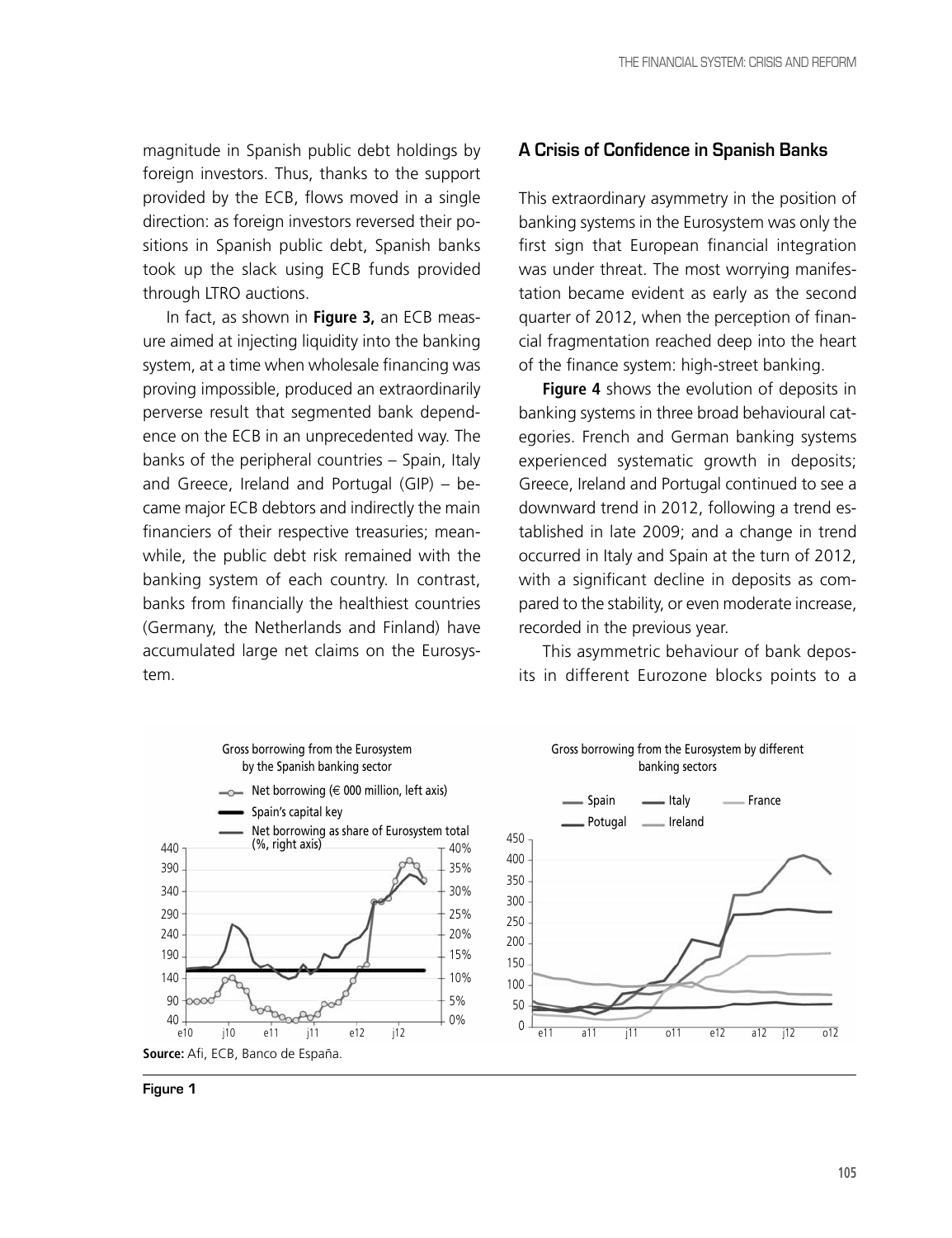magnitude in Spanish public debt holdings by foreign investors. Thus, thanks to the support provided by the ECB, flows moved in a single direction: as foreign investors reversed their positions in Spanish public debt, Spanish banks took up the slack using ECB funds provided through LTRO auctions.

In fact, as shown in **Figure 3,** an ECB measure aimed at injecting liquidity into the banking system, at a time when wholesale financing was proving impossible, produced an extraordinarily perverse result that segmented bank dependence on the ECB in an unprecedented way. The banks of the peripheral countries – Spain, Italy and Greece, Ireland and Portugal (GIP) – became major ECB debtors and indirectly the main financiers of their respective treasuries; meanwhile, the public debt risk remained with the banking system of each country. In contrast, banks from financially the healthiest countries (Germany, the Netherlands and Finland) have accumulated large net claims on the Eurosystem.

## A Crisis of Confidence in Spanish Banks

This extraordinary asymmetry in the position of banking systems in the Eurosystem was only the first sign that European financial integration was under threat. The most worrying manifestation became evident as early as the second quarter of 2012, when the perception of financial fragmentation reached deep into the heart of the finance system: high-street banking.

**Figure 4** shows the evolution of deposits in banking systems in three broad behavioural categories. French and German banking systems experienced systematic growth in deposits; Greece, Ireland and Portugal continued to see a downward trend in 2012, following a trend established in late 2009; and a change in trend occurred in Italy and Spain at the turn of 2012, with a significant decline in deposits as compared to the stability, or even moderate increase, recorded in the previous year.

This asymmetric behaviour of bank deposits in different Eurozone blocks points to a

Gross borrowing from the Eurosystem by the Spanish banking sector

Gross borrowing from the Eurosystem by different banking sectors

**Source:** Afi, ECB, Banco de España.

**Figure 1**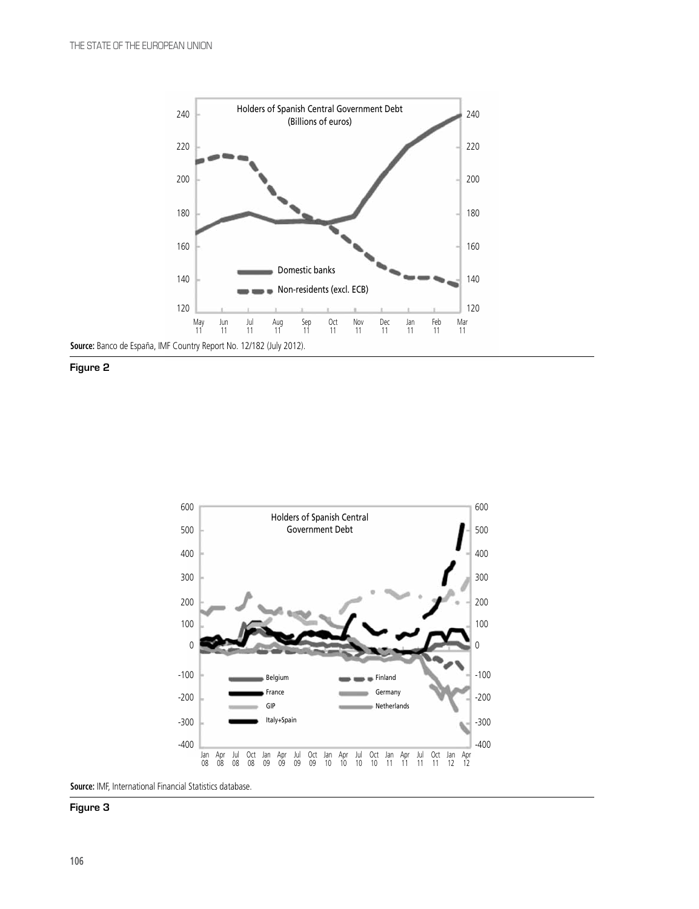**Source:** Banco de España, IMF Country Report No. 12/182 (July 2012).

**Figure 2**

**Source:** IMF, International Financial Statistics database.

**Figure 3**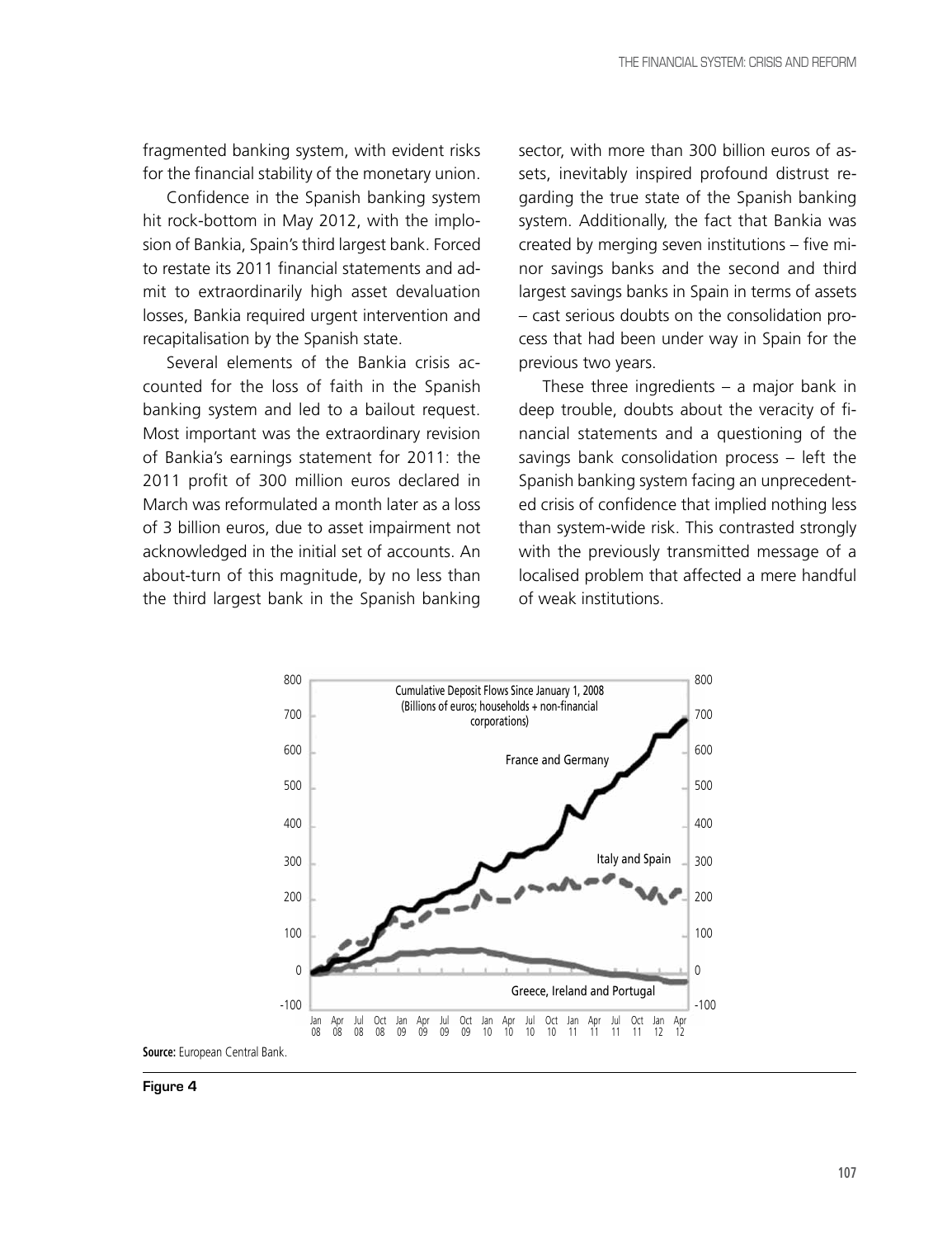fragmented banking system, with evident risks for the financial stability of the monetary union.

Confidence in the Spanish banking system hit rock-bottom in May 2012, with the implosion of Bankia, Spain's third largest bank. Forced to restate its 2011 financial statements and admit to extraordinarily high asset devaluation losses, Bankia required urgent intervention and recapitalisation by the Spanish state.

Several elements of the Bankia crisis accounted for the loss of faith in the Spanish banking system and led to a bailout request. Most important was the extraordinary revision of Bankia's earnings statement for 2011: the 2011 profit of 300 million euros declared in March was reformulated a month later as a loss of 3 billion euros, due to asset impairment not acknowledged in the initial set of accounts. An about-turn of this magnitude, by no less than the third largest bank in the Spanish banking sector, with more than 300 billion euros of assets, inevitably inspired profound distrust regarding the true state of the Spanish banking system. Additionally, the fact that Bankia was created by merging seven institutions – five minor savings banks and the second and third largest savings banks in Spain in terms of assets – cast serious doubts on the consolidation process that had been under way in Spain for the previous two years.

These three ingredients – a major bank in deep trouble, doubts about the veracity of financial statements and a questioning of the savings bank consolidation process – left the Spanish banking system facing an unprecedented crisis of confidence that implied nothing less than system-wide risk. This contrasted strongly with the previously transmitted message of a localised problem that affected a mere handful of weak institutions.

**Source:** European Central Bank.

**Figure 4**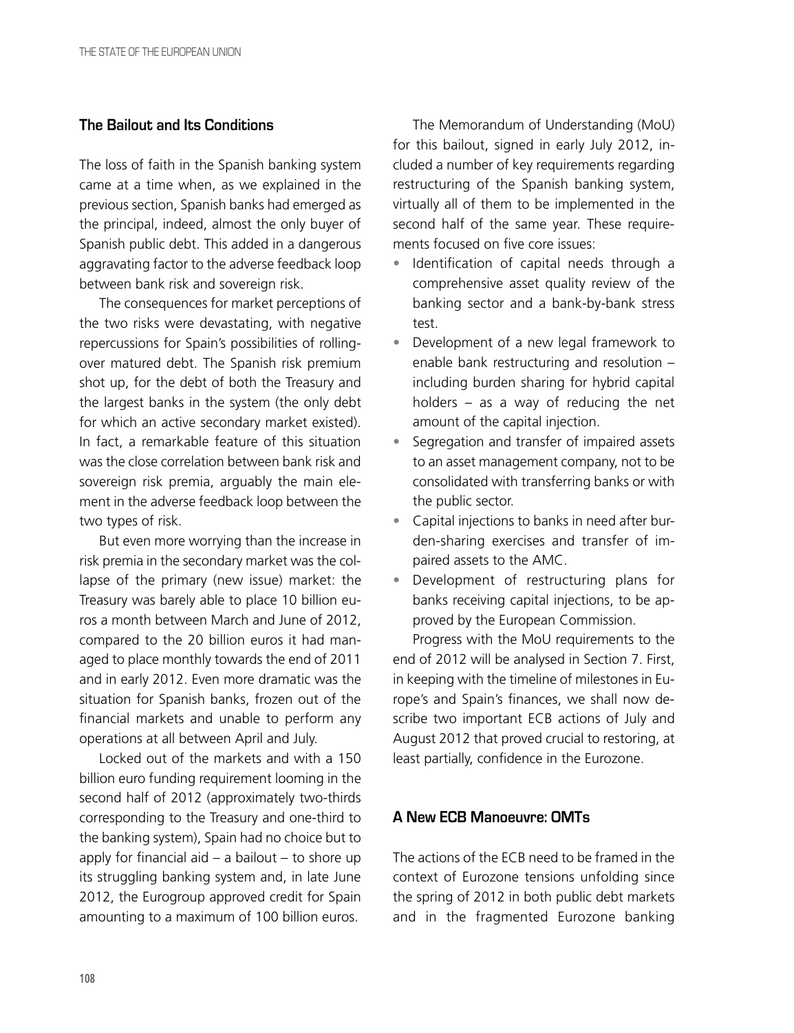## The Bailout and Its Conditions

The loss of faith in the Spanish banking system came at a time when, as we explained in the previous section, Spanish banks had emerged as the principal, indeed, almost the only buyer of Spanish public debt. This added in a dangerous aggravating factor to the adverse feedback loop between bank risk and sovereign risk.

The consequences for market perceptions of the two risks were devastating, with negative repercussions for Spain's possibilities of rolling-over matured debt. The Spanish risk premium shot up, for the debt of both the Treasury and the largest banks in the system (the only debt for which an active secondary market existed). In fact, a remarkable feature of this situation was the close correlation between bank risk and sovereign risk premia, arguably the main element in the adverse feedback loop between the two types of risk.

But even more worrying than the increase in risk premia in the secondary market was the collapse of the primary (new issue) market: the Treasury was barely able to place 10 billion euros a month between March and June of 2012, compared to the 20 billion euros it had managed to place monthly towards the end of 2011 and in early 2012. Even more dramatic was the situation for Spanish banks, frozen out of the financial markets and unable to perform any operations at all between April and July.

Locked out of the markets and with a 150 billion euro funding requirement looming in the second half of 2012 (approximately two-thirds corresponding to the Treasury and one-third to the banking system), Spain had no choice but to apply for financial aid – a bailout – to shore up its struggling banking system and, in late June 2012, the Eurogroup approved credit for Spain amounting to a maximum of 100 billion euros.

The Memorandum of Understanding (MoU) for this bailout, signed in early July 2012, included a number of key requirements regarding restructuring of the Spanish banking system, virtually all of them to be implemented in the second half of the same year. These requirements focused on five core issues:

- Identification of capital needs through a comprehensive asset quality review of the banking sector and a bank-by-bank stress test.
- Development of a new legal framework to enable bank restructuring and resolution – including burden sharing for hybrid capital holders – as a way of reducing the net amount of the capital injection.
- Segregation and transfer of impaired assets to an asset management company, not to be consolidated with transferring banks or with the public sector.
- Capital injections to banks in need after burden-sharing exercises and transfer of impaired assets to the AMC.
- Development of restructuring plans for banks receiving capital injections, to be approved by the European Commission.

Progress with the MoU requirements to the end of 2012 will be analysed in Section 7. First, in keeping with the timeline of milestones in Europe's and Spain's finances, we shall now describe two important ECB actions of July and August 2012 that proved crucial to restoring, at least partially, confidence in the Eurozone.

## A New ECB Manoeuvre: OMTs

The actions of the ECB need to be framed in the context of Eurozone tensions unfolding since the spring of 2012 in both public debt markets and in the fragmented Eurozone banking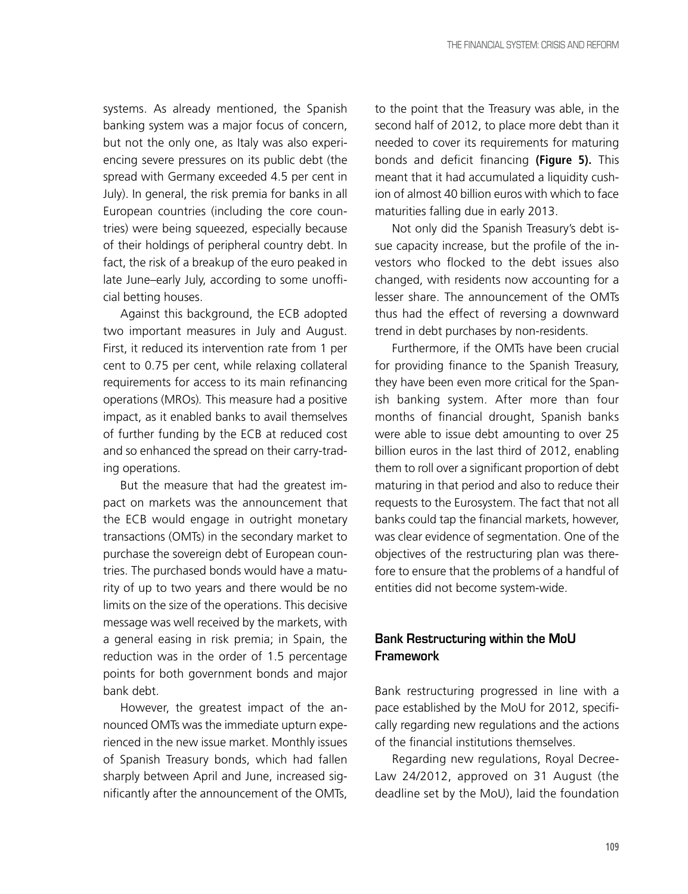systems. As already mentioned, the Spanish banking system was a major focus of concern, but not the only one, as Italy was also experiencing severe pressures on its public debt (the spread with Germany exceeded 4.5 per cent in July). In general, the risk premia for banks in all European countries (including the core countries) were being squeezed, especially because of their holdings of peripheral country debt. In fact, the risk of a breakup of the euro peaked in late June–early July, according to some unofficial betting houses.

Against this background, the ECB adopted two important measures in July and August. First, it reduced its intervention rate from 1 per cent to 0.75 per cent, while relaxing collateral requirements for access to its main refinancing operations (MROs). This measure had a positive impact, as it enabled banks to avail themselves of further funding by the ECB at reduced cost and so enhanced the spread on their carry-trading operations.

But the measure that had the greatest impact on markets was the announcement that the ECB would engage in outright monetary transactions (OMTs) in the secondary market to purchase the sovereign debt of European countries. The purchased bonds would have a maturity of up to two years and there would be no limits on the size of the operations. This decisive message was well received by the markets, with a general easing in risk premia; in Spain, the reduction was in the order of 1.5 percentage points for both government bonds and major bank debt.

However, the greatest impact of the announced OMTs was the immediate upturn experienced in the new issue market. Monthly issues of Spanish Treasury bonds, which had fallen sharply between April and June, increased significantly after the announcement of the OMTs, to the point that the Treasury was able, in the second half of 2012, to place more debt than it needed to cover its requirements for maturing bonds and deficit financing **(Figure 5).** This meant that it had accumulated a liquidity cushion of almost 40 billion euros with which to face maturities falling due in early 2013.

Not only did the Spanish Treasury's debt issue capacity increase, but the profile of the investors who flocked to the debt issues also changed, with residents now accounting for a lesser share. The announcement of the OMTs thus had the effect of reversing a downward trend in debt purchases by non-residents.

Furthermore, if the OMTs have been crucial for providing finance to the Spanish Treasury, they have been even more critical for the Spanish banking system. After more than four months of financial drought, Spanish banks were able to issue debt amounting to over 25 billion euros in the last third of 2012, enabling them to roll over a significant proportion of debt maturing in that period and also to reduce their requests to the Eurosystem. The fact that not all banks could tap the financial markets, however, was clear evidence of segmentation. One of the objectives of the restructuring plan was therefore to ensure that the problems of a handful of entities did not become system-wide.

## Bank Restructuring within the MoU Framework

Bank restructuring progressed in line with a pace established by the MoU for 2012, specifically regarding new regulations and the actions of the financial institutions themselves.

Regarding new regulations, Royal Decree-Law 24/2012, approved on 31 August (the deadline set by the MoU), laid the foundation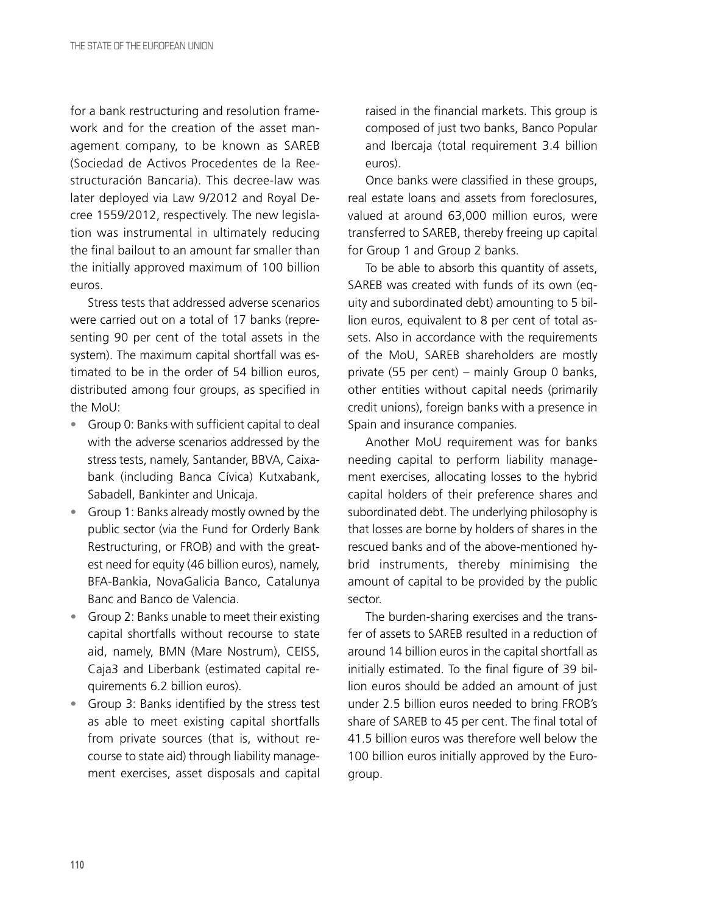for a bank restructuring and resolution framework and for the creation of the asset management company, to be known as SAREB (Sociedad de Activos Procedentes de la Reestructuración Bancaria). This decree-law was later deployed via Law 9/2012 and Royal Decree 1559/2012, respectively. The new legislation was instrumental in ultimately reducing the final bailout to an amount far smaller than the initially approved maximum of 100 billion euros.

Stress tests that addressed adverse scenarios were carried out on a total of 17 banks (representing 90 per cent of the total assets in the system). The maximum capital shortfall was estimated to be in the order of 54 billion euros, distributed among four groups, as specified in the MoU:

- Group 0: Banks with sufficient capital to deal with the adverse scenarios addressed by the stress tests, namely, Santander, BBVA, Caixabank (including Banca Cívica) Kutxabank, Sabadell, Bankinter and Unicaja.
- Group 1: Banks already mostly owned by the public sector (via the Fund for Orderly Bank Restructuring, or FROB) and with the greatest need for equity (46 billion euros), namely, BFA-Bankia, NovaGalicia Banco, Catalunya Banc and Banco de Valencia.
- Group 2: Banks unable to meet their existing capital shortfalls without recourse to state aid, namely, BMN (Mare Nostrum), CEISS, Caja3 and Liberbank (estimated capital requirements 6.2 billion euros).
- Group 3: Banks identified by the stress test as able to meet existing capital shortfalls from private sources (that is, without recourse to state aid) through liability management exercises, asset disposals and capital raised in the financial markets. This group is composed of just two banks, Banco Popular and Ibercaja (total requirement 3.4 billion euros).

Once banks were classified in these groups, real estate loans and assets from foreclosures, valued at around 63,000 million euros, were transferred to SAREB, thereby freeing up capital for Group 1 and Group 2 banks.

To be able to absorb this quantity of assets, SAREB was created with funds of its own (equity and subordinated debt) amounting to 5 billion euros, equivalent to 8 per cent of total assets. Also in accordance with the requirements of the MoU, SAREB shareholders are mostly private (55 per cent) – mainly Group 0 banks, other entities without capital needs (primarily credit unions), foreign banks with a presence in Spain and insurance companies.

Another MoU requirement was for banks needing capital to perform liability management exercises, allocating losses to the hybrid capital holders of their preference shares and subordinated debt. The underlying philosophy is that losses are borne by holders of shares in the rescued banks and of the above-mentioned hybrid instruments, thereby minimising the amount of capital to be provided by the public sector.

The burden-sharing exercises and the transfer of assets to SAREB resulted in a reduction of around 14 billion euros in the capital shortfall as initially estimated. To the final figure of 39 billion euros should be added an amount of just under 2.5 billion euros needed to bring FROB's share of SAREB to 45 per cent. The final total of 41.5 billion euros was therefore well below the 100 billion euros initially approved by the Eurogroup.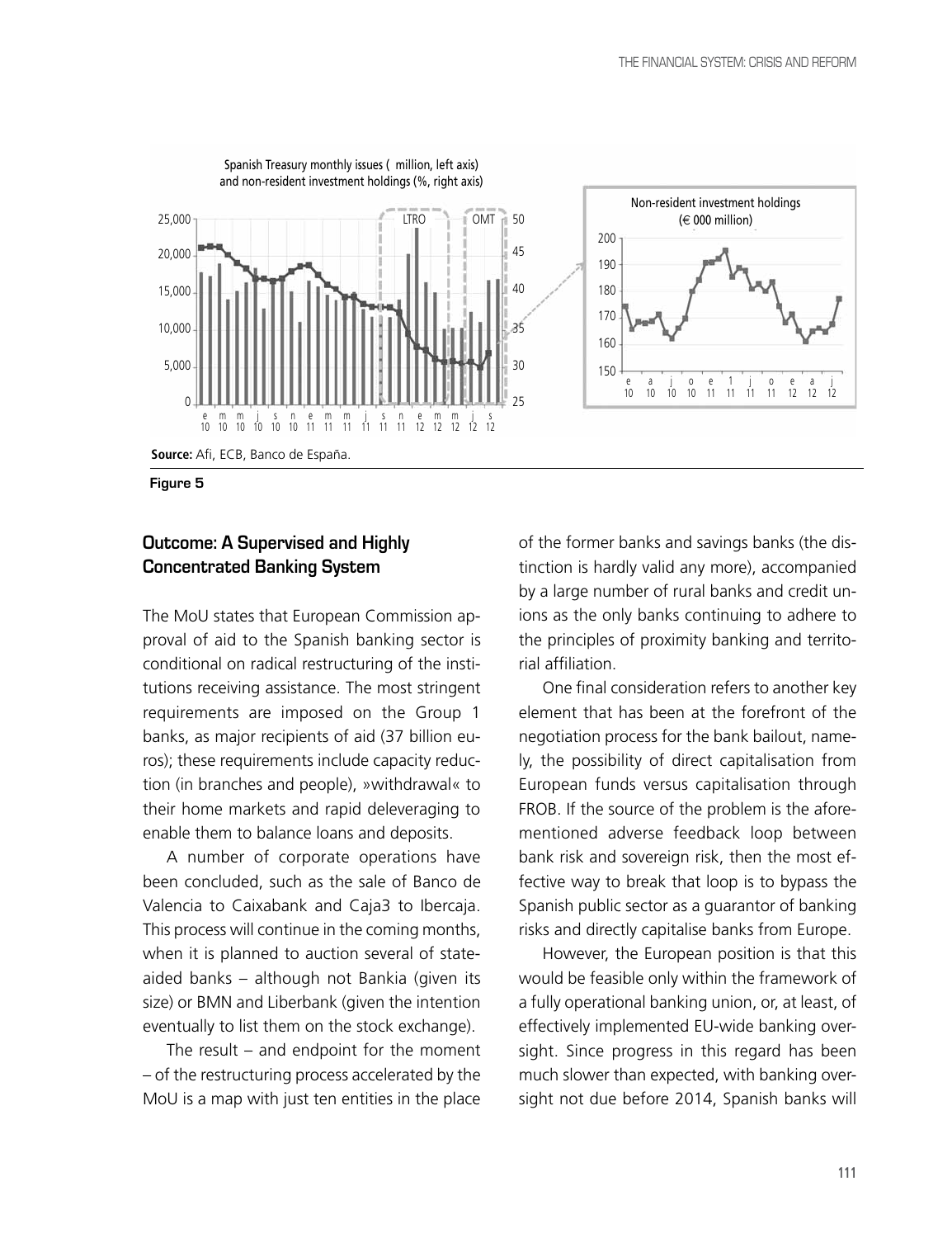Spanish Treasury monthly issues ( million, left axis) and non-resident investment holdings (%, right axis)

Non-resident investment holdings (€ 000 million)

**Source:** Afi, ECB, Banco de España.

**Figure 5**

## Outcome: A Supervised and Highly Concentrated Banking System

The MoU states that European Commission approval of aid to the Spanish banking sector is conditional on radical restructuring of the institutions receiving assistance. The most stringent requirements are imposed on the Group 1 banks, as major recipients of aid (37 billion euros); these requirements include capacity reduction (in branches and people), »withdrawal« to their home markets and rapid deleveraging to enable them to balance loans and deposits.

A number of corporate operations have been concluded, such as the sale of Banco de Valencia to Caixabank and Caja3 to Ibercaja. This process will continue in the coming months, when it is planned to auction several of state-aided banks – although not Bankia (given its size) or BMN and Liberbank (given the intention eventually to list them on the stock exchange).

The result – and endpoint for the moment – of the restructuring process accelerated by the MoU is a map with just ten entities in the place of the former banks and savings banks (the distinction is hardly valid any more), accompanied by a large number of rural banks and credit unions as the only banks continuing to adhere to the principles of proximity banking and territorial affiliation.

One final consideration refers to another key element that has been at the forefront of the negotiation process for the bank bailout, namely, the possibility of direct capitalisation from European funds versus capitalisation through FROB. If the source of the problem is the aforementioned adverse feedback loop between bank risk and sovereign risk, then the most effective way to break that loop is to bypass the Spanish public sector as a guarantor of banking risks and directly capitalise banks from Europe.

However, the European position is that this would be feasible only within the framework of a fully operational banking union, or, at least, of effectively implemented EU-wide banking oversight. Since progress in this regard has been much slower than expected, with banking oversight not due before 2014, Spanish banks will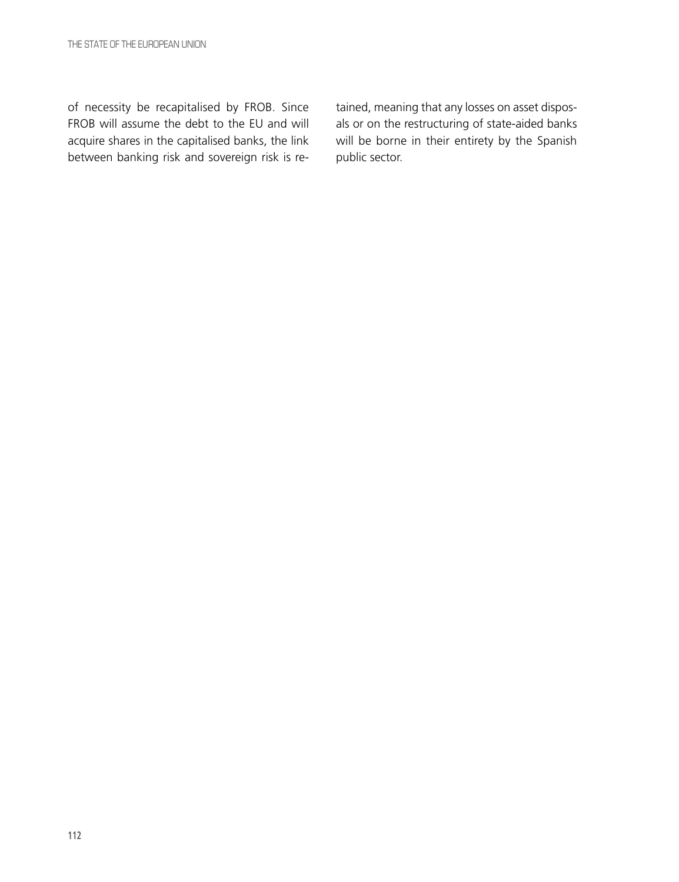of necessity be recapitalised by FROB. Since FROB will assume the debt to the EU and will acquire shares in the capitalised banks, the link between banking risk and sovereign risk is retained, meaning that any losses on asset disposals or on the restructuring of state-aided banks will be borne in their entirety by the Spanish public sector.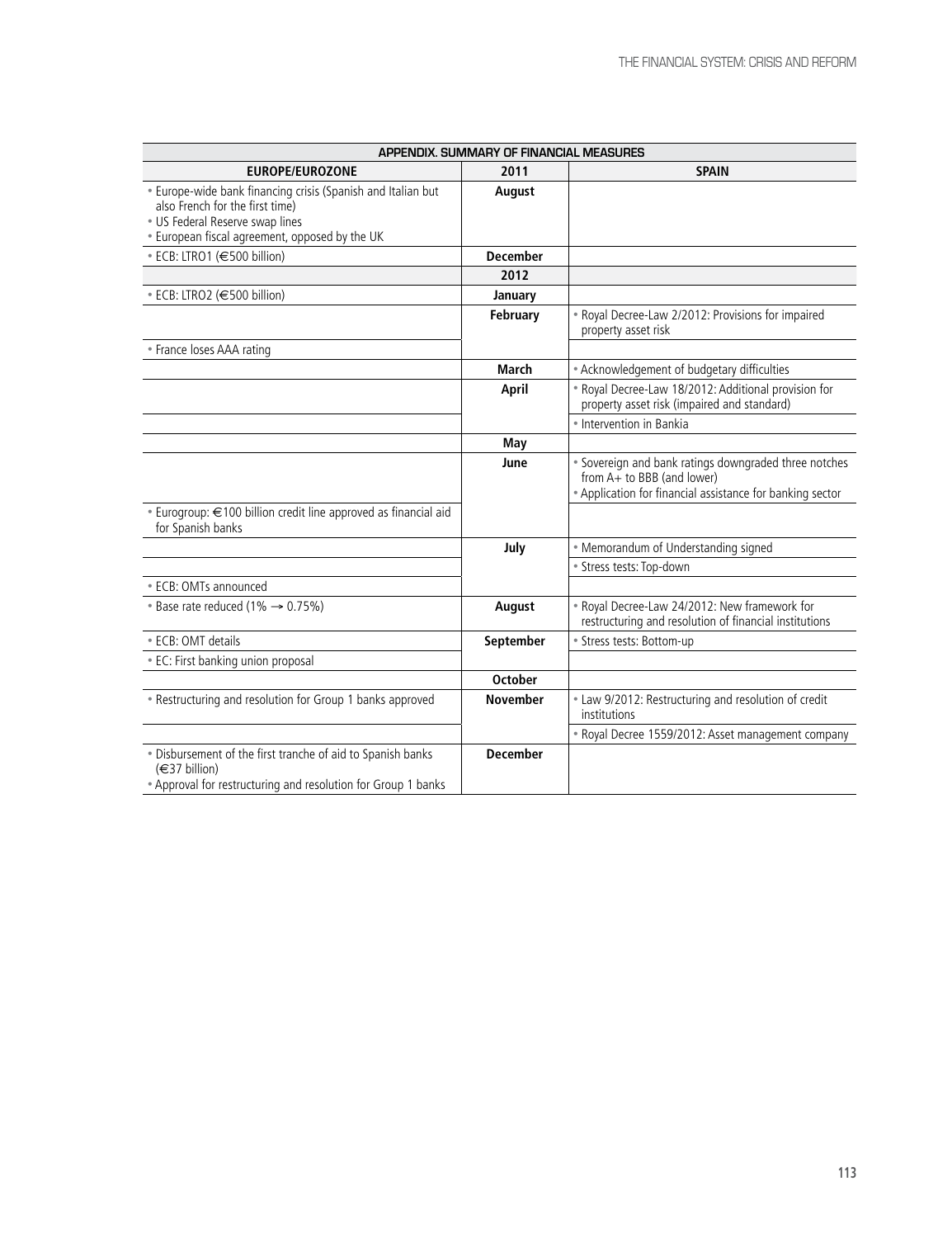| APPENDIX. SUMMARY OF FINANCIAL MEASURES | | |
|---|---|---|
| **EUROPE/EUROZONE** | **2011** | **SPAIN** |
| • Europe-wide bank financing crisis (Spanish and Italian but also French for the first time)<br>• US Federal Reserve swap lines<br>• European fiscal agreement, opposed by the UK | **August** | |
| • ECB: LTRO1 (€500 billion) | **December** | |
| | **2012** | |
| • ECB: LTRO2 (€500 billion) | **January** | |
| | **February** | • Royal Decree-Law 2/2012: Provisions for impaired property asset risk |
| • France loses AAA rating | | |
| | **March** | • Acknowledgement of budgetary difficulties |
| | **April** | • Royal Decree-Law 18/2012: Additional provision for property asset risk (impaired and standard) |
| | | • Intervention in Bankia |
| | **May** | |
| | **June** | • Sovereign and bank ratings downgraded three notches from A+ to BBB (and lower)<br>• Application for financial assistance for banking sector |
| • Eurogroup: €100 billion credit line approved as financial aid for Spanish banks | | |
| | **July** | • Memorandum of Understanding signed |
| | | • Stress tests: Top-down |
| • ECB: OMTs announced | | |
| • Base rate reduced (1% → 0.75%) | **August** | • Royal Decree-Law 24/2012: New framework for restructuring and resolution of financial institutions |
| • ECB: OMT details | **September** | • Stress tests: Bottom-up |
| • EC: First banking union proposal | | |
| | **October** | |
| • Restructuring and resolution for Group 1 banks approved | **November** | • Law 9/2012: Restructuring and resolution of credit institutions |
| | | • Royal Decree 1559/2012: Asset management company |
| • Disbursement of the first tranche of aid to Spanish banks (€37 billion)<br>• Approval for restructuring and resolution for Group 1 banks | **December** | |